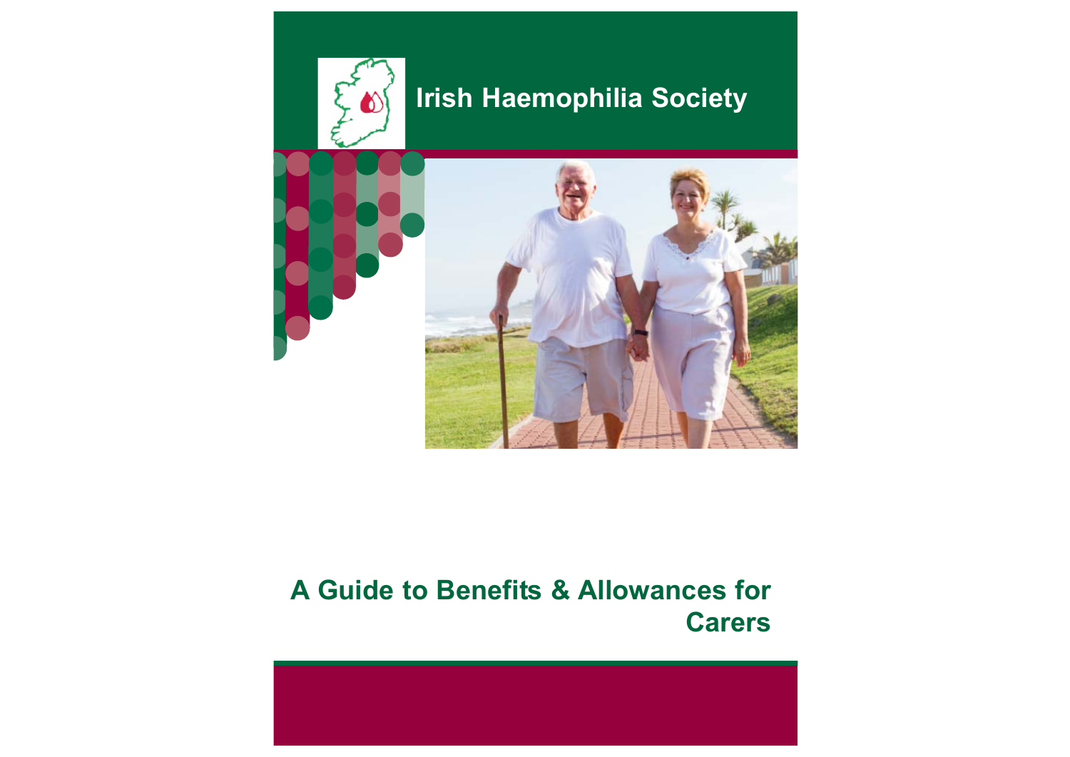Irish Haemophilia Society

# A Guide to Benefits & Allowances for Carers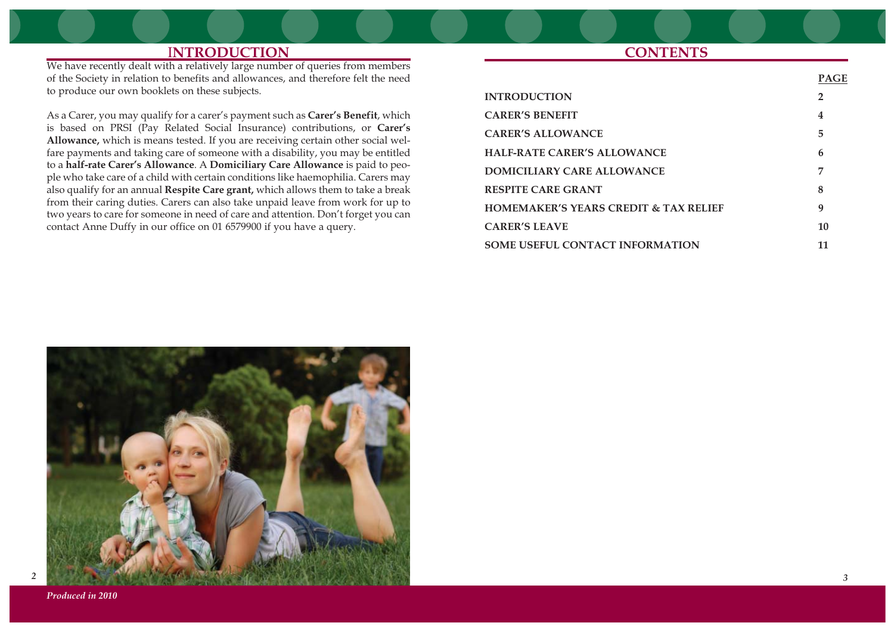# INTRODUCTION

We have recently dealt with a relatively large number of queries from members of the Society in relation to benefits and allowances, and therefore felt the need to produce our own booklets on these subjects.

As a Carer, you may qualify for a carer's payment such as **Carer's Benefit**, which is based on PRSI (Pay Related Social Insurance) contributions, or **Carer's Allowance,** which is means tested. If you are receiving certain other social welfare payments and taking care of someone with a disability, you may be entitled to a **half-rate Carer's Allowance**. A **Domiciliary Care Allowance** is paid to people who take care of a child with certain conditions like haemophilia. Carers may also qualify for an annual **Respite Care grant,** which allows them to take a break from their caring duties. Carers can also take unpaid leave from work for up to two years to care for someone in need of care and attention. Don't forget you can contact Anne Duffy in our office on 01 6579900 if you have a query.

*Produced in 2010*

# CONTENTS

| | PAGE |
|---|---|
| **INTRODUCTION** | **2** |
| **CARER'S BENEFIT** | **4** |
| **CARER'S ALLOWANCE** | **5** |
| **HALF-RATE CARER'S ALLOWANCE** | **6** |
| **DOMICILIARY CARE ALLOWANCE** | **7** |
| **RESPITE CARE GRANT** | **8** |
| **HOMEMAKER'S YEARS CREDIT & TAX RELIEF** | **9** |
| **CARER'S LEAVE** | **10** |
| **SOME USEFUL CONTACT INFORMATION** | **11** |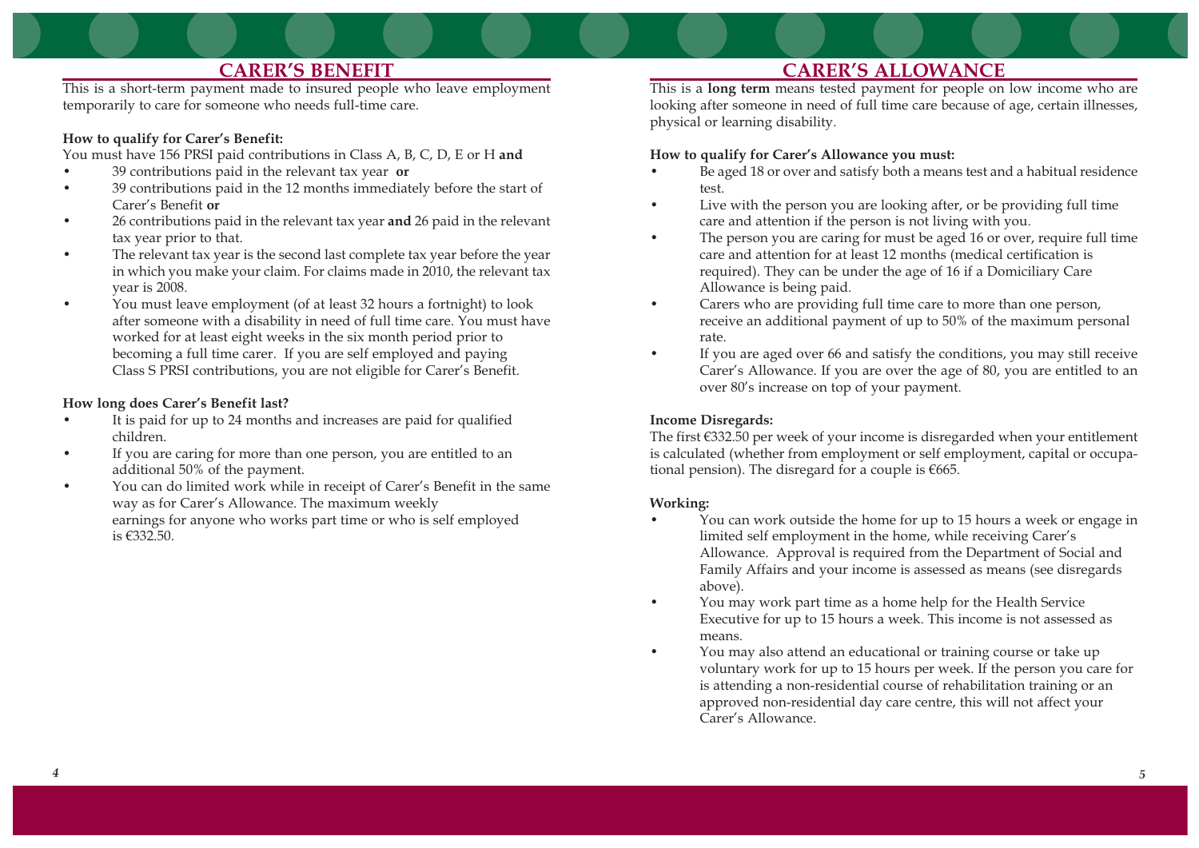## CARER'S BENEFIT

This is a short-term payment made to insured people who leave employment temporarily to care for someone who needs full-time care.

**How to qualify for Carer's Benefit:**

You must have 156 PRSI paid contributions in Class A, B, C, D, E or H **and**

- 39 contributions paid in the relevant tax year **or**
- 39 contributions paid in the 12 months immediately before the start of Carer's Benefit **or**
- 26 contributions paid in the relevant tax year **and** 26 paid in the relevant tax year prior to that.
- The relevant tax year is the second last complete tax year before the year in which you make your claim. For claims made in 2010, the relevant tax year is 2008.
- You must leave employment (of at least 32 hours a fortnight) to look after someone with a disability in need of full time care. You must have worked for at least eight weeks in the six month period prior to becoming a full time carer. If you are self employed and paying Class S PRSI contributions, you are not eligible for Carer's Benefit.

**How long does Carer's Benefit last?**

- It is paid for up to 24 months and increases are paid for qualified children.
- If you are caring for more than one person, you are entitled to an additional 50% of the payment.
- You can do limited work while in receipt of Carer's Benefit in the same way as for Carer's Allowance. The maximum weekly earnings for anyone who works part time or who is self employed is €332.50.

## CARER'S ALLOWANCE

This is a **long term** means tested payment for people on low income who are looking after someone in need of full time care because of age, certain illnesses, physical or learning disability.

**How to qualify for Carer's Allowance you must:**

- Be aged 18 or over and satisfy both a means test and a habitual residence test.
- Live with the person you are looking after, or be providing full time care and attention if the person is not living with you.
- The person you are caring for must be aged 16 or over, require full time care and attention for at least 12 months (medical certification is required). They can be under the age of 16 if a Domiciliary Care Allowance is being paid.
- Carers who are providing full time care to more than one person, receive an additional payment of up to 50% of the maximum personal rate.
- If you are aged over 66 and satisfy the conditions, you may still receive Carer's Allowance. If you are over the age of 80, you are entitled to an over 80's increase on top of your payment.

**Income Disregards:**

The first €332.50 per week of your income is disregarded when your entitlement is calculated (whether from employment or self employment, capital or occupational pension). The disregard for a couple is €665.

**Working:**

- You can work outside the home for up to 15 hours a week or engage in limited self employment in the home, while receiving Carer's Allowance. Approval is required from the Department of Social and Family Affairs and your income is assessed as means (see disregards above).
- You may work part time as a home help for the Health Service Executive for up to 15 hours a week. This income is not assessed as means.
- You may also attend an educational or training course or take up voluntary work for up to 15 hours per week. If the person you care for is attending a non-residential course of rehabilitation training or an approved non-residential day care centre, this will not affect your Carer's Allowance.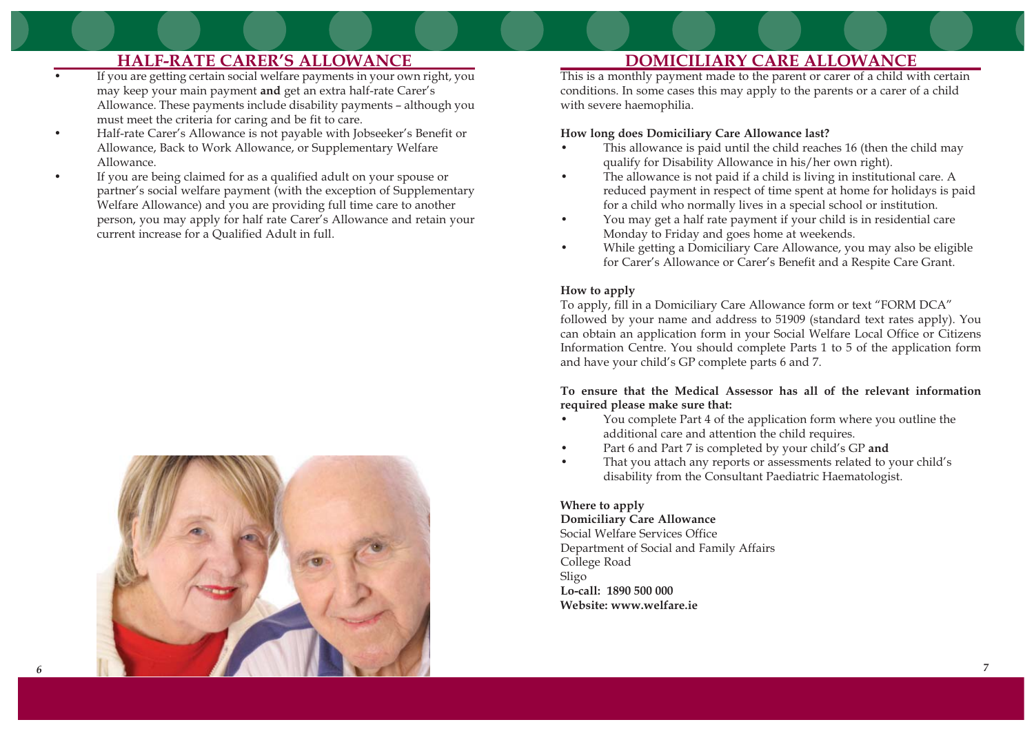## HALF-RATE CARER'S ALLOWANCE

- If you are getting certain social welfare payments in your own right, you may keep your main payment **and** get an extra half-rate Carer's Allowance. These payments include disability payments – although you must meet the criteria for caring and be fit to care.
- Half-rate Carer's Allowance is not payable with Jobseeker's Benefit or Allowance, Back to Work Allowance, or Supplementary Welfare Allowance.
- If you are being claimed for as a qualified adult on your spouse or partner's social welfare payment (with the exception of Supplementary Welfare Allowance) and you are providing full time care to another person, you may apply for half rate Carer's Allowance and retain your current increase for a Qualified Adult in full.

## DOMICILIARY CARE ALLOWANCE

This is a monthly payment made to the parent or carer of a child with certain conditions. In some cases this may apply to the parents or a carer of a child with severe haemophilia.

**How long does Domiciliary Care Allowance last?**

- This allowance is paid until the child reaches 16 (then the child may qualify for Disability Allowance in his/her own right).
- The allowance is not paid if a child is living in institutional care. A reduced payment in respect of time spent at home for holidays is paid for a child who normally lives in a special school or institution.
- You may get a half rate payment if your child is in residential care Monday to Friday and goes home at weekends.
- While getting a Domiciliary Care Allowance, you may also be eligible for Carer's Allowance or Carer's Benefit and a Respite Care Grant.

**How to apply**

To apply, fill in a Domiciliary Care Allowance form or text "FORM DCA" followed by your name and address to 51909 (standard text rates apply). You can obtain an application form in your Social Welfare Local Office or Citizens Information Centre. You should complete Parts 1 to 5 of the application form and have your child's GP complete parts 6 and 7.

**To ensure that the Medical Assessor has all of the relevant information required please make sure that:**

- You complete Part 4 of the application form where you outline the additional care and attention the child requires.
- Part 6 and Part 7 is completed by your child's GP **and**
- That you attach any reports or assessments related to your child's disability from the Consultant Paediatric Haematologist.

**Where to apply**
**Domiciliary Care Allowance**
Social Welfare Services Office
Department of Social and Family Affairs
College Road
Sligo
**Lo-call: 1890 500 000**
**Website: www.welfare.ie**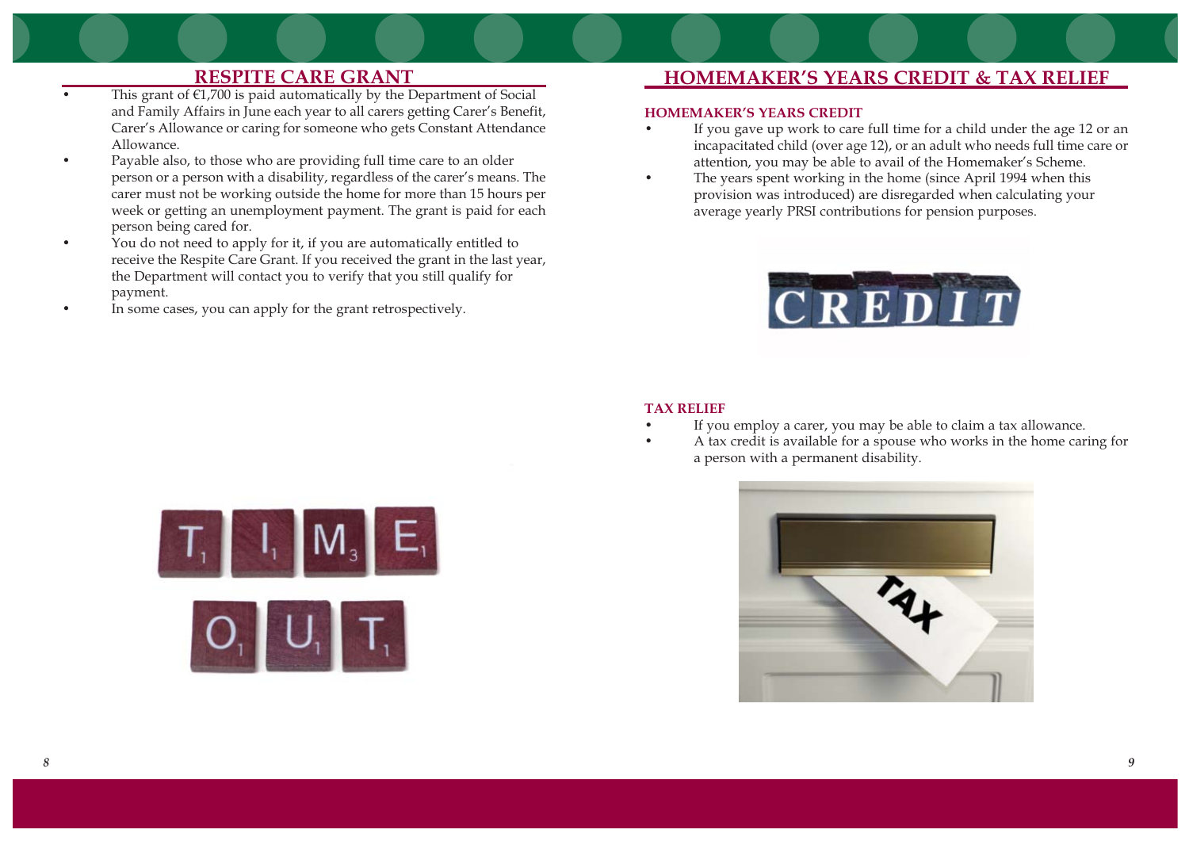## RESPITE CARE GRANT

- This grant of €1,700 is paid automatically by the Department of Social and Family Affairs in June each year to all carers getting Carer's Benefit, Carer's Allowance or caring for someone who gets Constant Attendance Allowance.
- Payable also, to those who are providing full time care to an older person or a person with a disability, regardless of the carer's means. The carer must not be working outside the home for more than 15 hours per week or getting an unemployment payment. The grant is paid for each person being cared for.
- You do not need to apply for it, if you are automatically entitled to receive the Respite Care Grant. If you received the grant in the last year, the Department will contact you to verify that you still qualify for payment.
- In some cases, you can apply for the grant retrospectively.

## HOMEMAKER'S YEARS CREDIT & TAX RELIEF

### HOMEMAKER'S YEARS CREDIT

- If you gave up work to care full time for a child under the age 12 or an incapacitated child (over age 12), or an adult who needs full time care or attention, you may be able to avail of the Homemaker's Scheme.
- The years spent working in the home (since April 1994 when this provision was introduced) are disregarded when calculating your average yearly PRSI contributions for pension purposes.

### TAX RELIEF

- If you employ a carer, you may be able to claim a tax allowance.
- A tax credit is available for a spouse who works in the home caring for a person with a permanent disability.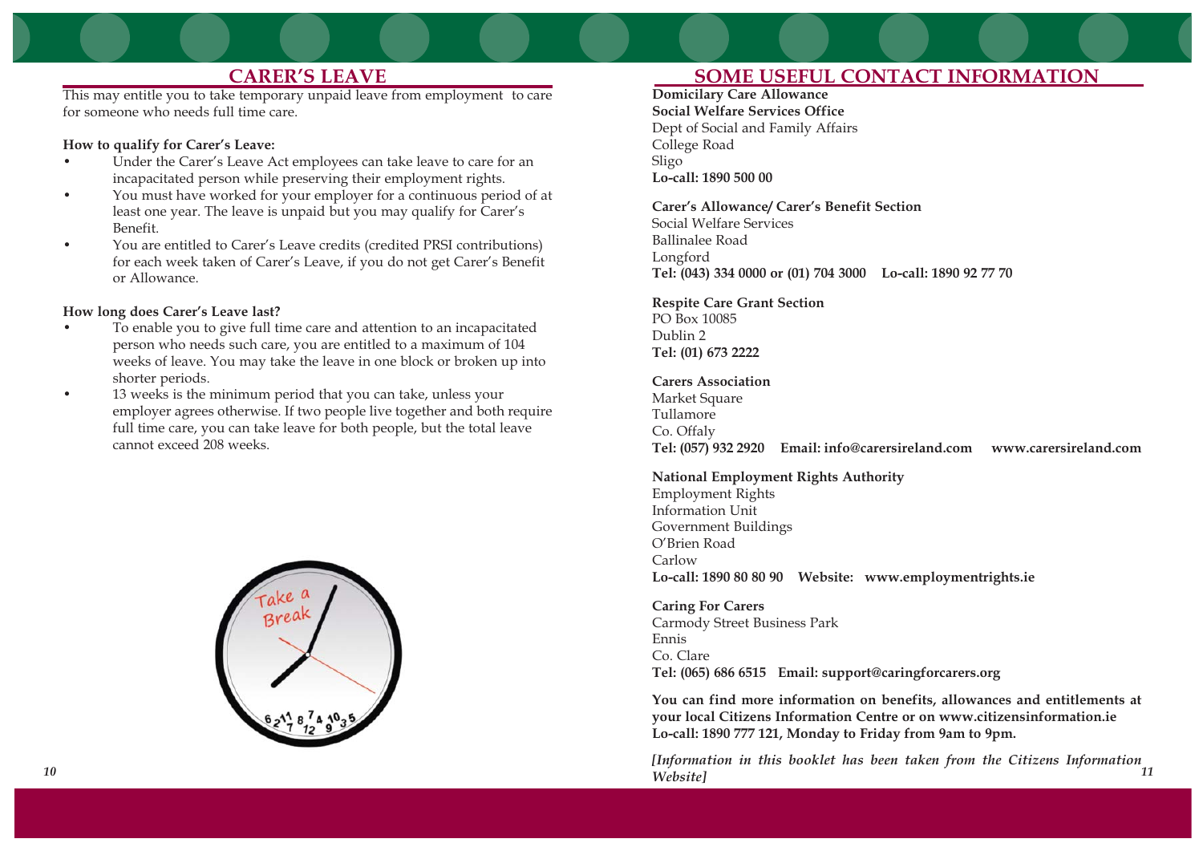## CARER'S LEAVE

This may entitle you to take temporary unpaid leave from employment to care for someone who needs full time care.

**How to qualify for Carer's Leave:**

- Under the Carer's Leave Act employees can take leave to care for an incapacitated person while preserving their employment rights.
- You must have worked for your employer for a continuous period of at least one year. The leave is unpaid but you may qualify for Carer's Benefit.
- You are entitled to Carer's Leave credits (credited PRSI contributions) for each week taken of Carer's Leave, if you do not get Carer's Benefit or Allowance.

**How long does Carer's Leave last?**

- To enable you to give full time care and attention to an incapacitated person who needs such care, you are entitled to a maximum of 104 weeks of leave. You may take the leave in one block or broken up into shorter periods.
- 13 weeks is the minimum period that you can take, unless your employer agrees otherwise. If two people live together and both require full time care, you can take leave for both people, but the total leave cannot exceed 208 weeks.

## SOME USEFUL CONTACT INFORMATION

**Domicilary Care Allowance**
**Social Welfare Services Office**
Dept of Social and Family Affairs
College Road
Sligo
**Lo-call: 1890 500 00**

**Carer's Allowance/ Carer's Benefit Section**
Social Welfare Services
Ballinalee Road
Longford
**Tel: (043) 334 0000 or (01) 704 3000 Lo-call: 1890 92 77 70**

**Respite Care Grant Section**
PO Box 10085
Dublin 2
**Tel: (01) 673 2222**

**Carers Association**
Market Square
Tullamore
Co. Offaly
**Tel: (057) 932 2920 Email: info@carersireland.com www.carersireland.com**

**National Employment Rights Authority**
Employment Rights
Information Unit
Government Buildings
O'Brien Road
Carlow
**Lo-call: 1890 80 80 90 Website: www.employmentrights.ie**

**Caring For Carers**
Carmody Street Business Park
Ennis
Co. Clare
**Tel: (065) 686 6515 Email: support@caringforcarers.org**

**You can find more information on benefits, allowances and entitlements at your local Citizens Information Centre or on www.citizensinformation.ie**
**Lo-call: 1890 777 121, Monday to Friday from 9am to 9pm.**

*[Information in this booklet has been taken from the Citizens Information Website]*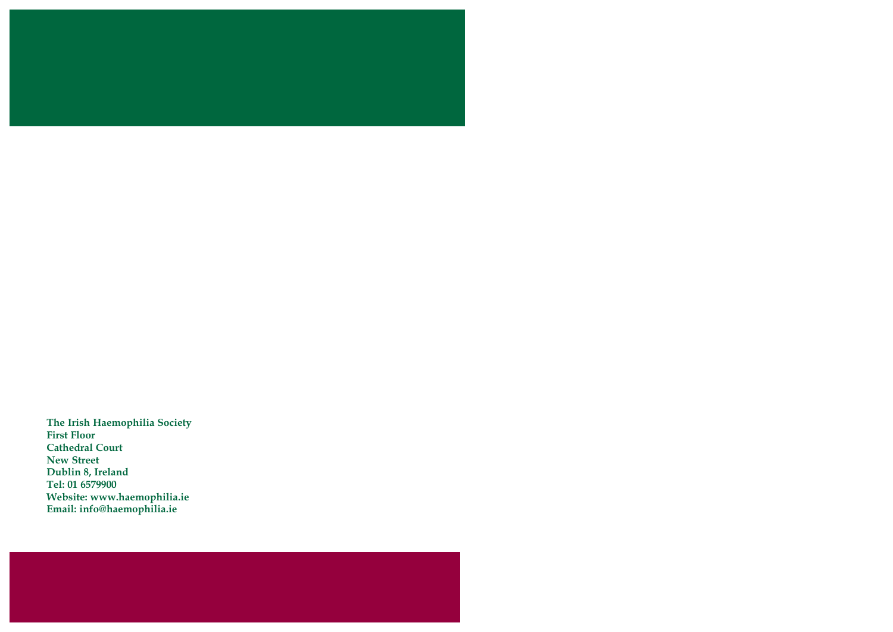**The Irish Haemophilia Society**
**First Floor**
**Cathedral Court**
**New Street**
**Dublin 8, Ireland**
**Tel: 01 6579900**
**Website: www.haemophilia.ie**
**Email: info@haemophilia.ie**